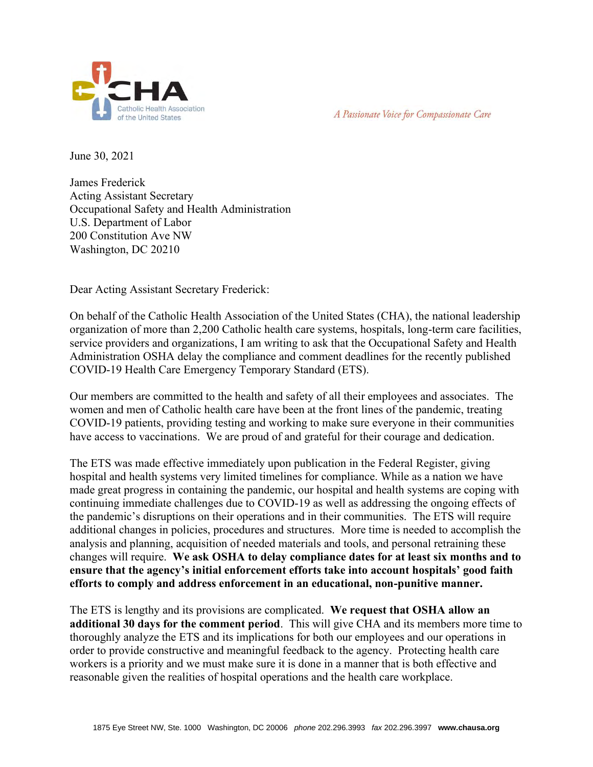Catholic Health Association of the United States

*A Passionate Voice for Compassionate Care*

June 30, 2021

James Frederick
Acting Assistant Secretary
Occupational Safety and Health Administration
U.S. Department of Labor
200 Constitution Ave NW
Washington, DC 20210

Dear Acting Assistant Secretary Frederick:

On behalf of the Catholic Health Association of the United States (CHA), the national leadership organization of more than 2,200 Catholic health care systems, hospitals, long-term care facilities, service providers and organizations, I am writing to ask that the Occupational Safety and Health Administration OSHA delay the compliance and comment deadlines for the recently published COVID-19 Health Care Emergency Temporary Standard (ETS).

Our members are committed to the health and safety of all their employees and associates. The women and men of Catholic health care have been at the front lines of the pandemic, treating COVID-19 patients, providing testing and working to make sure everyone in their communities have access to vaccinations. We are proud of and grateful for their courage and dedication.

The ETS was made effective immediately upon publication in the Federal Register, giving hospital and health systems very limited timelines for compliance. While as a nation we have made great progress in containing the pandemic, our hospital and health systems are coping with continuing immediate challenges due to COVID-19 as well as addressing the ongoing effects of the pandemic's disruptions on their operations and in their communities. The ETS will require additional changes in policies, procedures and structures. More time is needed to accomplish the analysis and planning, acquisition of needed materials and tools, and personal retraining these changes will require. **We ask OSHA to delay compliance dates for at least six months and to ensure that the agency's initial enforcement efforts take into account hospitals' good faith efforts to comply and address enforcement in an educational, non-punitive manner.**

The ETS is lengthy and its provisions are complicated. **We request that OSHA allow an additional 30 days for the comment period**. This will give CHA and its members more time to thoroughly analyze the ETS and its implications for both our employees and our operations in order to provide constructive and meaningful feedback to the agency. Protecting health care workers is a priority and we must make sure it is done in a manner that is both effective and reasonable given the realities of hospital operations and the health care workplace.

1875 Eye Street NW, Ste. 1000 Washington, DC 20006 *phone* 202.296.3993 *fax* 202.296.3997 **www.chausa.org**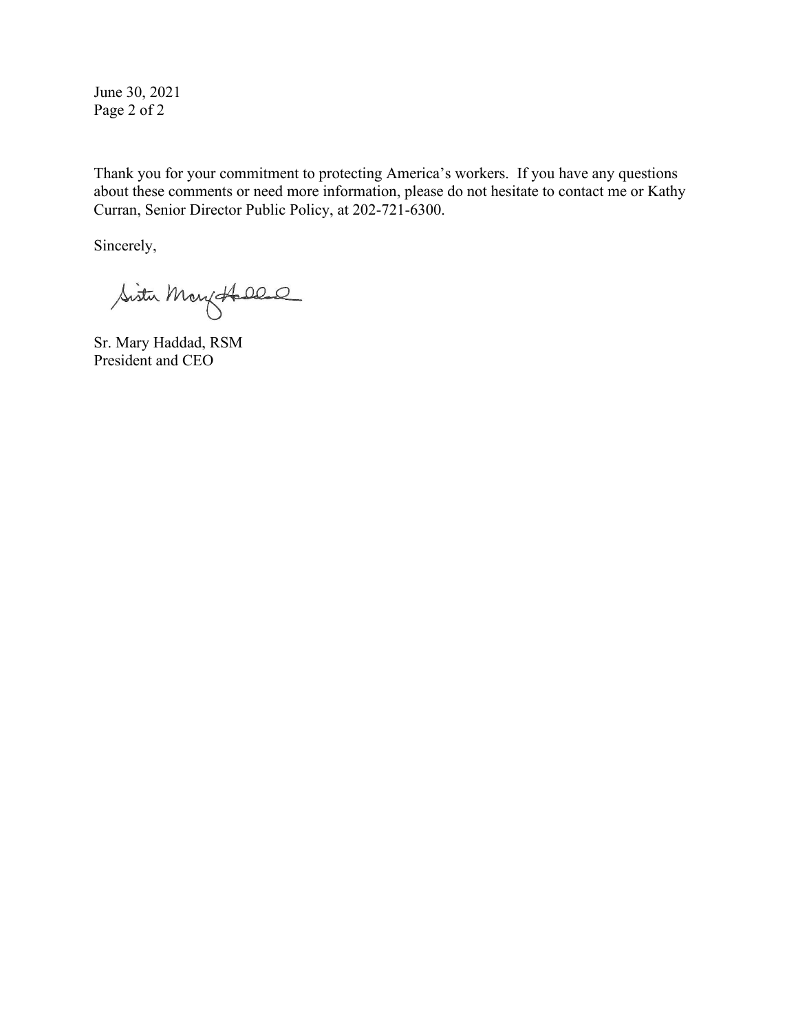Thank you for your commitment to protecting America's workers. If you have any questions about these comments or need more information, please do not hesitate to contact me or Kathy Curran, Senior Director Public Policy, at 202-721-6300.

Sincerely,

Sister Mary Haddad

Sr. Mary Haddad, RSM
President and CEO